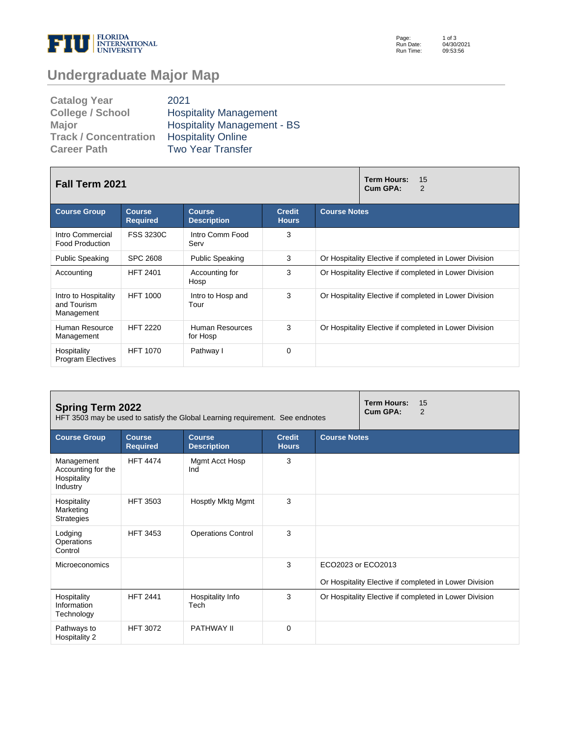FIU | FLORIDA INTERNATIONAL UNIVERSITY

Page: 1 of 3
Run Date: 04/30/2021
Run Time: 09:53:56

# Undergraduate Major Map

| | |
|---|---|
| **Catalog Year** | 2021 |
| **College / School** | Hospitality Management |
| **Major** | Hospitality Management - BS |
| **Track / Concentration** | Hospitality Online |
| **Career Path** | Two Year Transfer |

## Fall Term 2021

**Term Hours:** 15
**Cum GPA:** 2

| Course Group | Course Required | Course Description | Credit Hours | Course Notes |
|---|---|---|---|---|
| Intro Commercial Food Production | FSS 3230C | Intro Comm Food Serv | 3 | |
| Public Speaking | SPC 2608 | Public Speaking | 3 | Or Hospitality Elective if completed in Lower Division |
| Accounting | HFT 2401 | Accounting for Hosp | 3 | Or Hospitality Elective if completed in Lower Division |
| Intro to Hospitality and Tourism Management | HFT 1000 | Intro to Hosp and Tour | 3 | Or Hospitality Elective if completed in Lower Division |
| Human Resource Management | HFT 2220 | Human Resources for Hosp | 3 | Or Hospitality Elective if completed in Lower Division |
| Hospitality Program Electives | HFT 1070 | Pathway I | 0 | |

## Spring Term 2022

HFT 3503 may be used to satisfy the Global Learning requirement. See endnotes

**Term Hours:** 15
**Cum GPA:** 2

| Course Group | Course Required | Course Description | Credit Hours | Course Notes |
|---|---|---|---|---|
| Management Accounting for the Hospitality Industry | HFT 4474 | Mgmt Acct Hosp Ind | 3 | |
| Hospitality Marketing Strategies | HFT 3503 | Hosptly Mktg Mgmt | 3 | |
| Lodging Operations Control | HFT 3453 | Operations Control | 3 | |
| Microeconomics | | | 3 | ECO2023 or ECO2013<br>Or Hospitality Elective if completed in Lower Division |
| Hospitality Information Technology | HFT 2441 | Hospitality Info Tech | 3 | Or Hospitality Elective if completed in Lower Division |
| Pathways to Hospitality 2 | HFT 3072 | PATHWAY II | 0 | |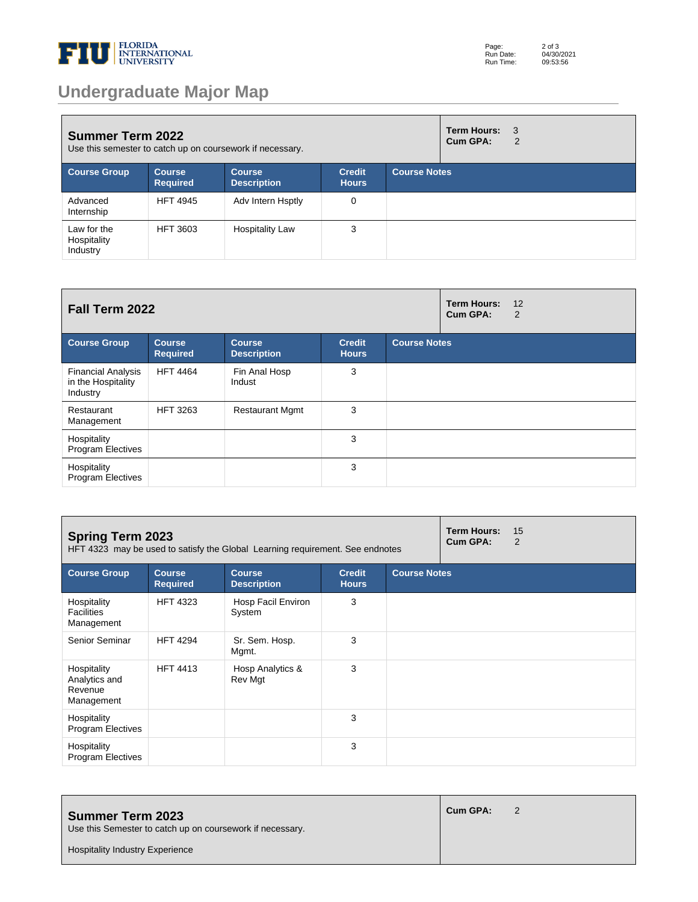# Undergraduate Major Map

## Summer Term 2022

Use this semester to catch up on coursework if necessary.

**Term Hours:** 3
**Cum GPA:** 2

| Course Group | Course Required | Course Description | Credit Hours | Course Notes |
|---|---|---|---|---|
| Advanced Internship | HFT 4945 | Adv Intern Hsptly | 0 | |
| Law for the Hospitality Industry | HFT 3603 | Hospitality Law | 3 | |

## Fall Term 2022

**Term Hours:** 12
**Cum GPA:** 2

| Course Group | Course Required | Course Description | Credit Hours | Course Notes |
|---|---|---|---|---|
| Financial Analysis in the Hospitality Industry | HFT 4464 | Fin Anal Hosp Indust | 3 | |
| Restaurant Management | HFT 3263 | Restaurant Mgmt | 3 | |
| Hospitality Program Electives | | | 3 | |
| Hospitality Program Electives | | | 3 | |

## Spring Term 2023

HFT 4323 may be used to satisfy the Global Learning requirement. See endnotes

**Term Hours:** 15
**Cum GPA:** 2

| Course Group | Course Required | Course Description | Credit Hours | Course Notes |
|---|---|---|---|---|
| Hospitality Facilities Management | HFT 4323 | Hosp Facil Environ System | 3 | |
| Senior Seminar | HFT 4294 | Sr. Sem. Hosp. Mgmt. | 3 | |
| Hospitality Analytics and Revenue Management | HFT 4413 | Hosp Analytics & Rev Mgt | 3 | |
| Hospitality Program Electives | | | 3 | |
| Hospitality Program Electives | | | 3 | |

## Summer Term 2023

Use this Semester to catch up on coursework if necessary.

Hospitality Industry Experience

**Cum GPA:** 2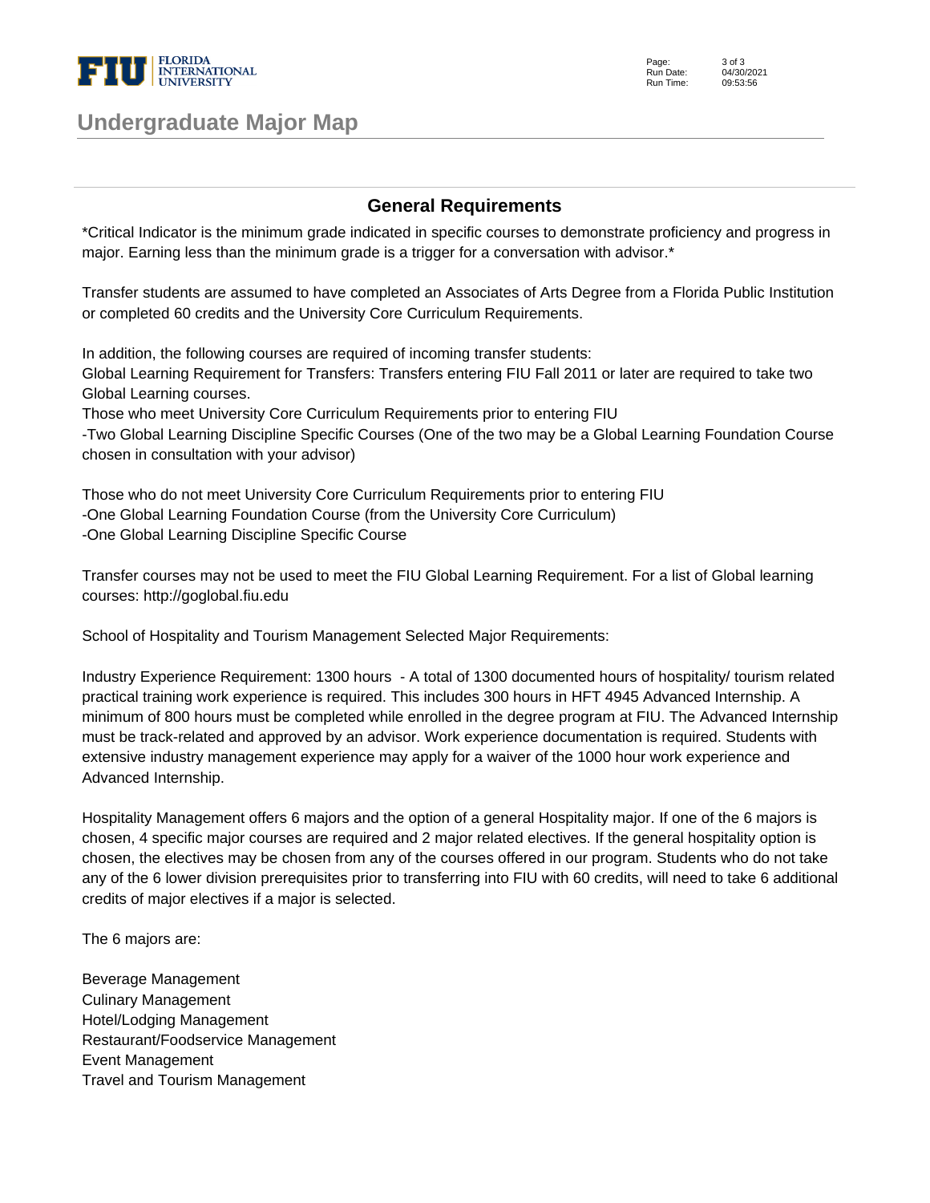# Undergraduate Major Map

## General Requirements

*Critical Indicator is the minimum grade indicated in specific courses to demonstrate proficiency and progress in major. Earning less than the minimum grade is a trigger for a conversation with advisor.*

Transfer students are assumed to have completed an Associates of Arts Degree from a Florida Public Institution or completed 60 credits and the University Core Curriculum Requirements.

In addition, the following courses are required of incoming transfer students:
Global Learning Requirement for Transfers: Transfers entering FIU Fall 2011 or later are required to take two Global Learning courses.
Those who meet University Core Curriculum Requirements prior to entering FIU
-Two Global Learning Discipline Specific Courses (One of the two may be a Global Learning Foundation Course chosen in consultation with your advisor)

Those who do not meet University Core Curriculum Requirements prior to entering FIU
-One Global Learning Foundation Course (from the University Core Curriculum)
-One Global Learning Discipline Specific Course

Transfer courses may not be used to meet the FIU Global Learning Requirement. For a list of Global learning courses: http://goglobal.fiu.edu

School of Hospitality and Tourism Management Selected Major Requirements:

Industry Experience Requirement: 1300 hours - A total of 1300 documented hours of hospitality/ tourism related practical training work experience is required. This includes 300 hours in HFT 4945 Advanced Internship. A minimum of 800 hours must be completed while enrolled in the degree program at FIU. The Advanced Internship must be track-related and approved by an advisor. Work experience documentation is required. Students with extensive industry management experience may apply for a waiver of the 1000 hour work experience and Advanced Internship.

Hospitality Management offers 6 majors and the option of a general Hospitality major. If one of the 6 majors is chosen, 4 specific major courses are required and 2 major related electives. If the general hospitality option is chosen, the electives may be chosen from any of the courses offered in our program. Students who do not take any of the 6 lower division prerequisites prior to transferring into FIU with 60 credits, will need to take 6 additional credits of major electives if a major is selected.

The 6 majors are:

Beverage Management
Culinary Management
Hotel/Lodging Management
Restaurant/Foodservice Management
Event Management
Travel and Tourism Management